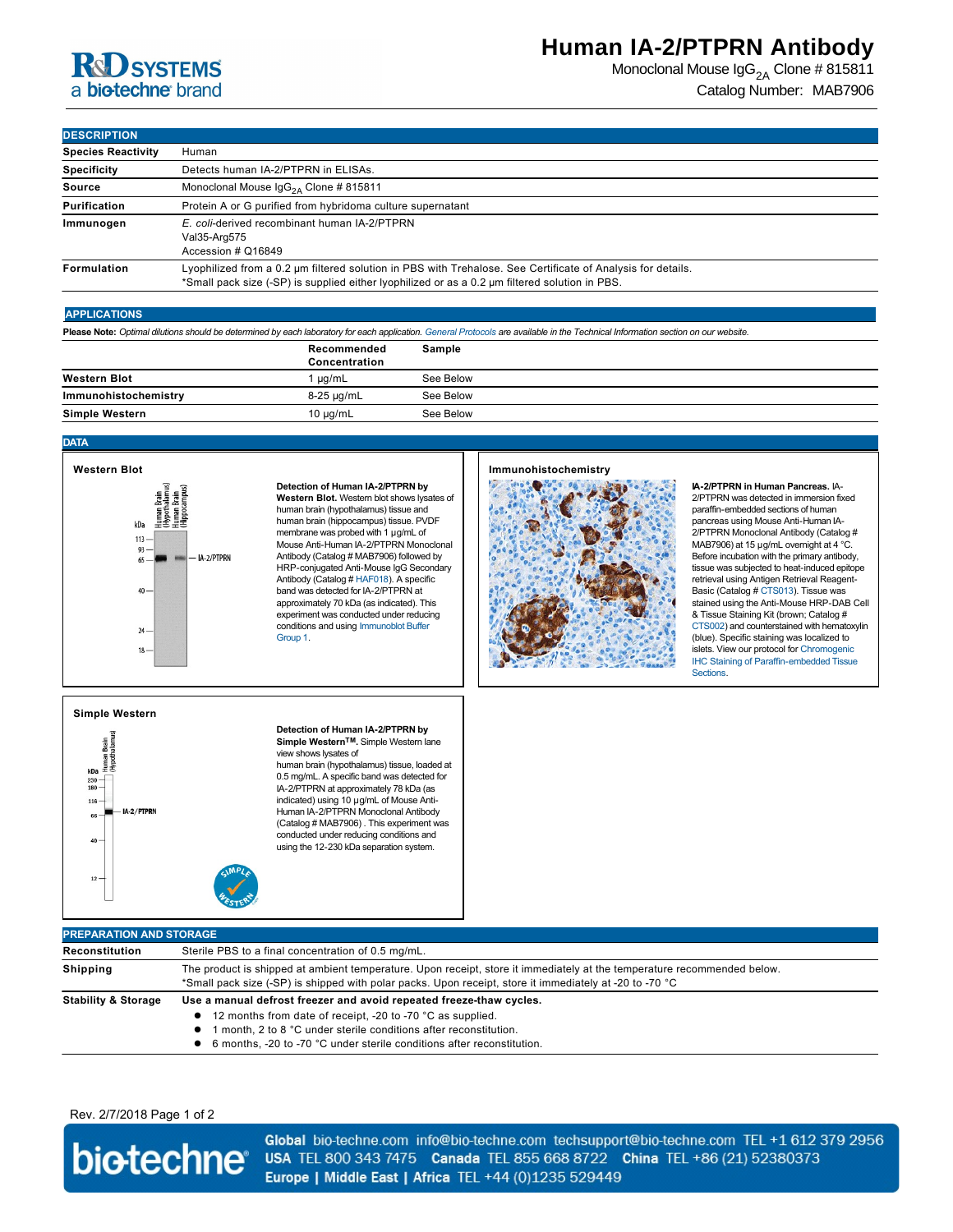# Human IA-2/PTPRN Antibody

Monoclonal Mouse $IgG_{2A}$ Clone # 815811

Catalog Number: MAB7906

## DESCRIPTION

| | |
|---|---|
| **Species Reactivity** | Human |
| **Specificity** | Detects human IA-2/PTPRN in ELISAs. |
| **Source** | Monoclonal Mouse $IgG_{2A}$ Clone # 815811 |
| **Purification** | Protein A or G purified from hybridoma culture supernatant |
| **Immunogen** | *E. coli*-derived recombinant human IA-2/PTPRN<br>Val35-Arg575<br>Accession # Q16849 |
| **Formulation** | Lyophilized from a 0.2 μm filtered solution in PBS with Trehalose. See Certificate of Analysis for details.<br>*Small pack size (-SP) is supplied either lyophilized or as a 0.2 μm filtered solution in PBS. |

## APPLICATIONS

**Please Note:** *Optimal dilutions should be determined by each laboratory for each application. General Protocols are available in the Technical Information section on our website.*

| | Recommended Concentration | Sample |
|---|---|---|
| **Western Blot** | 1 µg/mL | See Below |
| **Immunohistochemistry** | 8-25 µg/mL | See Below |
| **Simple Western** | 10 µg/mL | See Below |

## DATA

### Western Blot

**Detection of Human IA-2/PTPRN by Western Blot.** Western blot shows lysates of human brain (hypothalamus) tissue and human brain (hippocampus) tissue. PVDF membrane was probed with 1 µg/mL of Mouse Anti-Human IA-2/PTPRN Monoclonal Antibody (Catalog # MAB7906) followed by HRP-conjugated Anti-Mouse IgG Secondary Antibody (Catalog # HAF018). A specific band was detected for IA-2/PTPRN at approximately 70 kDa (as indicated). This experiment was conducted under reducing conditions and using Immunoblot Buffer Group 1.

### Immunohistochemistry

**IA-2/PTPRN in Human Pancreas.** IA-2/PTPRN was detected in immersion fixed paraffin-embedded sections of human pancreas using Mouse Anti-Human IA-2/PTPRN Monoclonal Antibody (Catalog # MAB7906) at 15 µg/mL overnight at 4 °C. Before incubation with the primary antibody, tissue was subjected to heat-induced epitope retrieval using Antigen Retrieval Reagent-Basic (Catalog # CTS013). Tissue was stained using the Anti-Mouse HRP-DAB Cell & Tissue Staining Kit (brown; Catalog # CTS002) and counterstained with hematoxylin (blue). Specific staining was localized to islets. View our protocol for Chromogenic IHC Staining of Paraffin-embedded Tissue Sections.

### Simple Western

**Detection of Human IA-2/PTPRN by Simple Western™.** Simple Western lane view shows lysates of human brain (hypothalamus) tissue, loaded at 0.5 mg/mL. A specific band was detected for IA-2/PTPRN at approximately 78 kDa (as indicated) using 10 µg/mL of Mouse Anti-Human IA-2/PTPRN Monoclonal Antibody (Catalog # MAB7906) . This experiment was conducted under reducing conditions and using the 12-230 kDa separation system.

## PREPARATION AND STORAGE

| | |
|---|---|
| **Reconstitution** | Sterile PBS to a final concentration of 0.5 mg/mL. |
| **Shipping** | The product is shipped at ambient temperature. Upon receipt, store it immediately at the temperature recommended below.<br>*Small pack size (-SP) is shipped with polar packs. Upon receipt, store it immediately at -20 to -70 °C |
| **Stability & Storage** | **Use a manual defrost freezer and avoid repeated freeze-thaw cycles.**<br>● 12 months from date of receipt, -20 to -70 °C as supplied.<br>● 1 month, 2 to 8 °C under sterile conditions after reconstitution.<br>● 6 months, -20 to -70 °C under sterile conditions after reconstitution. |

Rev. 2/7/2018 Page 1 of 2

**Global** bio-techne.com info@bio-techne.com techsupport@bio-techne.com TEL +1 612 379 2956
**USA** TEL 800 343 7475 **Canada** TEL 855 668 8722 **China** TEL +86 (21) 52380373
**Europe | Middle East | Africa** TEL +44 (0)1235 529449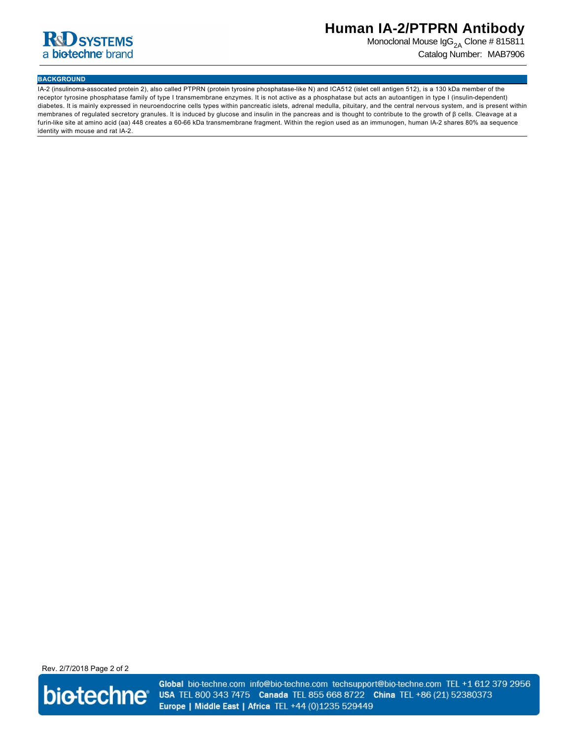# Human IA-2/PTPRN Antibody

Monoclonal Mouse $IgG_{2A}$ Clone # 815811

Catalog Number: MAB7906

## BACKGROUND

IA-2 (insulinoma-assocated protein 2), also called PTPRN (protein tyrosine phosphatase-like N) and ICA512 (islet cell antigen 512), is a 130 kDa member of the receptor tyrosine phosphatase family of type I transmembrane enzymes. It is not active as a phosphatase but acts an autoantigen in type I (insulin-dependent) diabetes. It is mainly expressed in neuroendocrine cells types within pancreatic islets, adrenal medulla, pituitary, and the central nervous system, and is present within membranes of regulated secretory granules. It is induced by glucose and insulin in the pancreas and is thought to contribute to the growth of β cells. Cleavage at a furin-like site at amino acid (aa) 448 creates a 60-66 kDa transmembrane fragment. Within the region used as an immunogen, human IA-2 shares 80% aa sequence identity with mouse and rat IA-2.

Rev. 2/7/2018

Global bio-techne.com info@bio-techne.com techsupport@bio-techne.com TEL +1 612 379 2956
USA TEL 800 343 7475 Canada TEL 855 668 8722 China TEL +86 (21) 52380373
Europe | Middle East | Africa TEL +44 (0)1235 529449